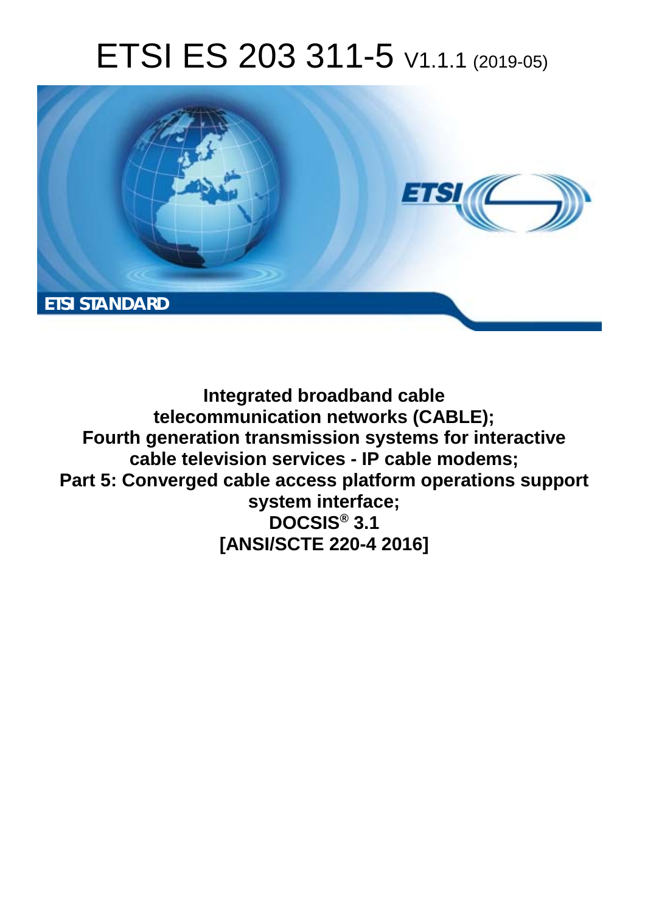# ETSI ES 203 311-5 V1.1.1 (2019-05)

**ETSI STANDARD**

**Integrated broadband cable telecommunication networks (CABLE); Fourth generation transmission systems for interactive cable television services - IP cable modems; Part 5: Converged cable access platform operations support system interface; DOCSIS® 3.1 [ANSI/SCTE 220-4 2016]**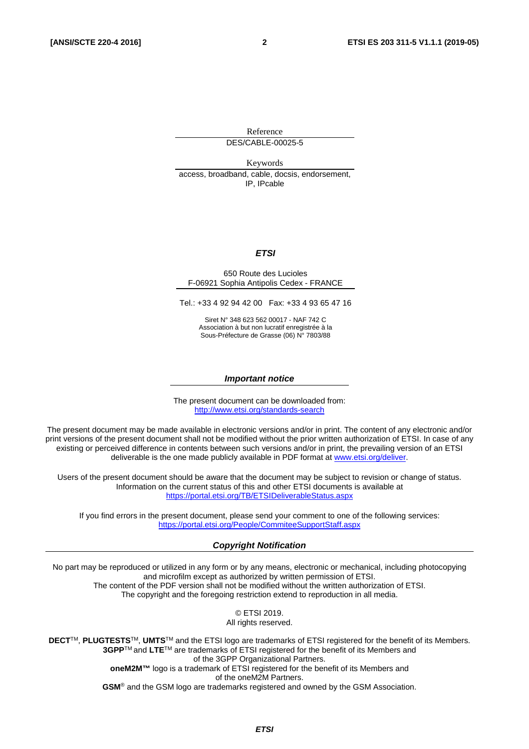Reference

DES/CABLE-00025-5

Keywords

access, broadband, cable, docsis, endorsement, IP, IPcable

***ETSI***

650 Route des Lucioles
F-06921 Sophia Antipolis Cedex - FRANCE

Tel.: +33 4 92 94 42 00 Fax: +33 4 93 65 47 16

Siret N° 348 623 562 00017 - NAF 742 C
Association à but non lucratif enregistrée à la
Sous-Préfecture de Grasse (06) N° 7803/88

***Important notice***

The present document can be downloaded from:
http://www.etsi.org/standards-search

The present document may be made available in electronic versions and/or in print. The content of any electronic and/or print versions of the present document shall not be modified without the prior written authorization of ETSI. In case of any existing or perceived difference in contents between such versions and/or in print, the prevailing version of an ETSI deliverable is the one made publicly available in PDF format at www.etsi.org/deliver.

Users of the present document should be aware that the document may be subject to revision or change of status. Information on the current status of this and other ETSI documents is available at https://portal.etsi.org/TB/ETSIDeliverableStatus.aspx

If you find errors in the present document, please send your comment to one of the following services:
https://portal.etsi.org/People/CommiteeSupportStaff.aspx

***Copyright Notification***

No part may be reproduced or utilized in any form or by any means, electronic or mechanical, including photocopying and microfilm except as authorized by written permission of ETSI.
The content of the PDF version shall not be modified without the written authorization of ETSI.
The copyright and the foregoing restriction extend to reproduction in all media.

© ETSI 2019.
All rights reserved.

**DECT**™, **PLUGTESTS**™, **UMTS**™ and the ETSI logo are trademarks of ETSI registered for the benefit of its Members.
**3GPP**™ and **LTE**™ are trademarks of ETSI registered for the benefit of its Members and of the 3GPP Organizational Partners.
**oneM2M™** logo is a trademark of ETSI registered for the benefit of its Members and of the oneM2M Partners.
**GSM**® and the GSM logo are trademarks registered and owned by the GSM Association.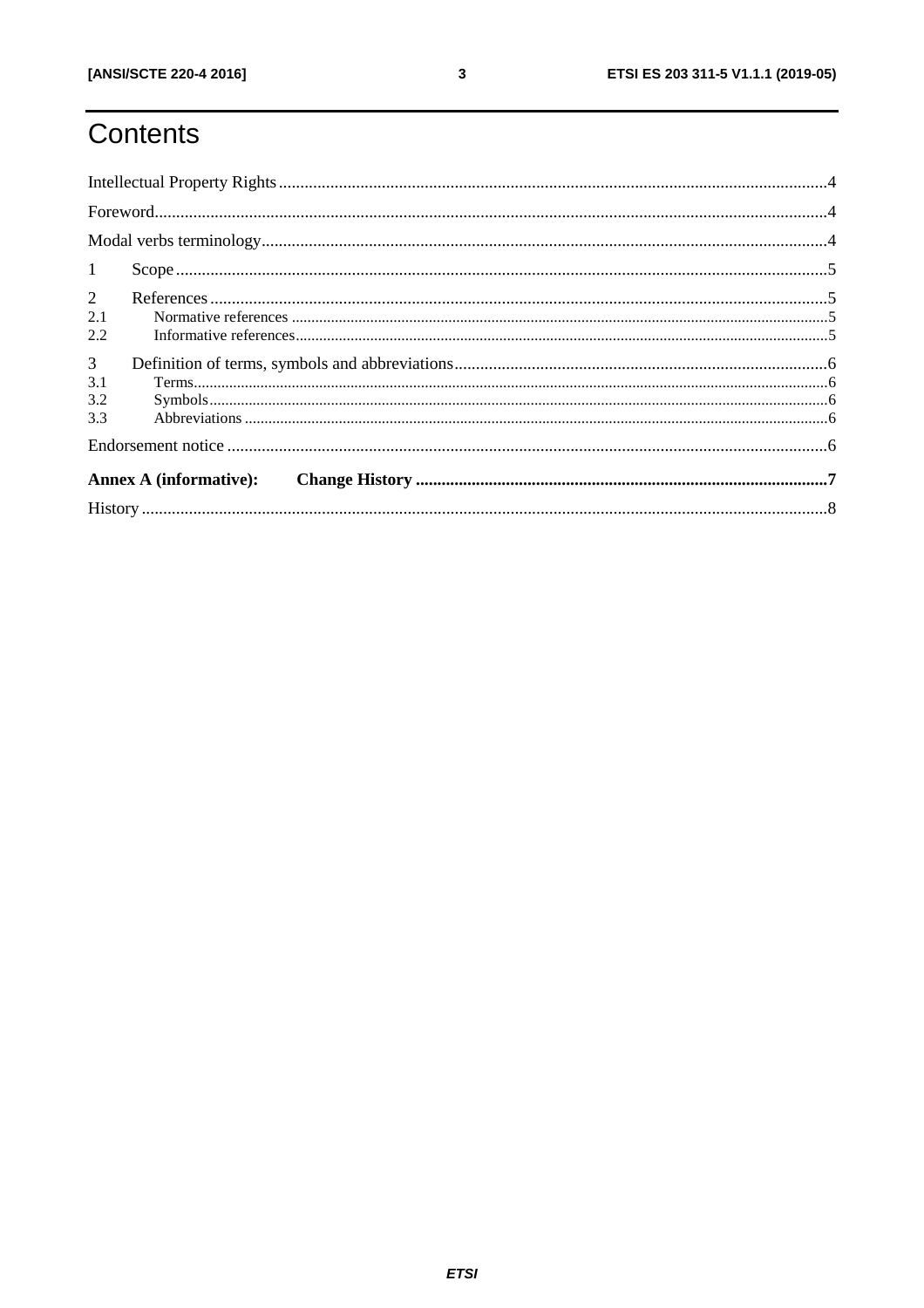# Contents

Intellectual Property Rights .......... 4

Foreword .......... 4

Modal verbs terminology .......... 4

1 Scope .......... 5

2 References .......... 5

2.1 Normative references .......... 5

2.2 Informative references .......... 5

3 Definition of terms, symbols and abbreviations .......... 6

3.1 Terms .......... 6

3.2 Symbols .......... 6

3.3 Abbreviations .......... 6

Endorsement notice .......... 6

**Annex A (informative): Change History .......... 7**

History .......... 8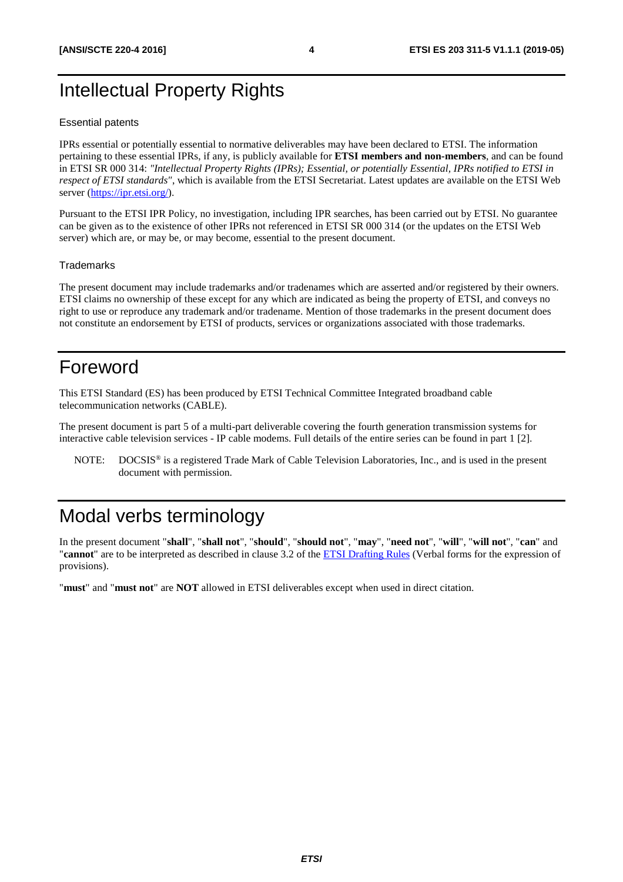# Intellectual Property Rights

### Essential patents

IPRs essential or potentially essential to normative deliverables may have been declared to ETSI. The information pertaining to these essential IPRs, if any, is publicly available for **ETSI members and non-members**, and can be found in ETSI SR 000 314: *"Intellectual Property Rights (IPRs); Essential, or potentially Essential, IPRs notified to ETSI in respect of ETSI standards"*, which is available from the ETSI Secretariat. Latest updates are available on the ETSI Web server (https://ipr.etsi.org/).

Pursuant to the ETSI IPR Policy, no investigation, including IPR searches, has been carried out by ETSI. No guarantee can be given as to the existence of other IPRs not referenced in ETSI SR 000 314 (or the updates on the ETSI Web server) which are, or may be, or may become, essential to the present document.

### Trademarks

The present document may include trademarks and/or tradenames which are asserted and/or registered by their owners. ETSI claims no ownership of these except for any which are indicated as being the property of ETSI, and conveys no right to use or reproduce any trademark and/or tradename. Mention of those trademarks in the present document does not constitute an endorsement by ETSI of products, services or organizations associated with those trademarks.

# Foreword

This ETSI Standard (ES) has been produced by ETSI Technical Committee Integrated broadband cable telecommunication networks (CABLE).

The present document is part 5 of a multi-part deliverable covering the fourth generation transmission systems for interactive cable television services - IP cable modems. Full details of the entire series can be found in part 1 [2].

NOTE: DOCSIS® is a registered Trade Mark of Cable Television Laboratories, Inc., and is used in the present document with permission.

# Modal verbs terminology

In the present document "**shall**", "**shall not**", "**should**", "**should not**", "**may**", "**need not**", "**will**", "**will not**", "**can**" and "**cannot**" are to be interpreted as described in clause 3.2 of the ETSI Drafting Rules (Verbal forms for the expression of provisions).

"**must**" and "**must not**" are **NOT** allowed in ETSI deliverables except when used in direct citation.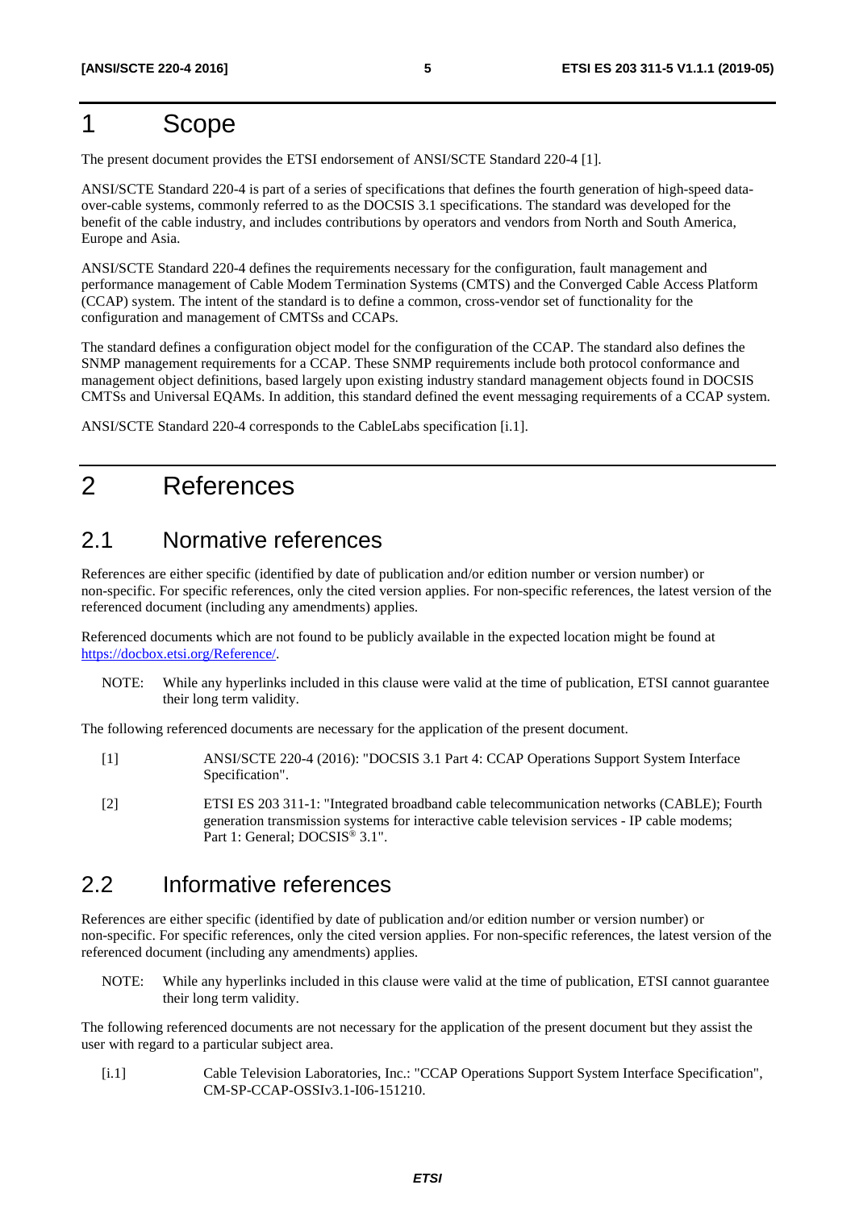# 1 Scope

The present document provides the ETSI endorsement of ANSI/SCTE Standard 220-4 [1].

ANSI/SCTE Standard 220-4 is part of a series of specifications that defines the fourth generation of high-speed data-over-cable systems, commonly referred to as the DOCSIS 3.1 specifications. The standard was developed for the benefit of the cable industry, and includes contributions by operators and vendors from North and South America, Europe and Asia.

ANSI/SCTE Standard 220-4 defines the requirements necessary for the configuration, fault management and performance management of Cable Modem Termination Systems (CMTS) and the Converged Cable Access Platform (CCAP) system. The intent of the standard is to define a common, cross-vendor set of functionality for the configuration and management of CMTSs and CCAPs.

The standard defines a configuration object model for the configuration of the CCAP. The standard also defines the SNMP management requirements for a CCAP. These SNMP requirements include both protocol conformance and management object definitions, based largely upon existing industry standard management objects found in DOCSIS CMTSs and Universal EQAMs. In addition, this standard defined the event messaging requirements of a CCAP system.

ANSI/SCTE Standard 220-4 corresponds to the CableLabs specification [i.1].

# 2 References

## 2.1 Normative references

References are either specific (identified by date of publication and/or edition number or version number) or non-specific. For specific references, only the cited version applies. For non-specific references, the latest version of the referenced document (including any amendments) applies.

Referenced documents which are not found to be publicly available in the expected location might be found at https://docbox.etsi.org/Reference/.

NOTE: While any hyperlinks included in this clause were valid at the time of publication, ETSI cannot guarantee their long term validity.

The following referenced documents are necessary for the application of the present document.

[1] ANSI/SCTE 220-4 (2016): "DOCSIS 3.1 Part 4: CCAP Operations Support System Interface Specification".

[2] ETSI ES 203 311-1: "Integrated broadband cable telecommunication networks (CABLE); Fourth generation transmission systems for interactive cable television services - IP cable modems; Part 1: General; DOCSIS® 3.1".

## 2.2 Informative references

References are either specific (identified by date of publication and/or edition number or version number) or non-specific. For specific references, only the cited version applies. For non-specific references, the latest version of the referenced document (including any amendments) applies.

NOTE: While any hyperlinks included in this clause were valid at the time of publication, ETSI cannot guarantee their long term validity.

The following referenced documents are not necessary for the application of the present document but they assist the user with regard to a particular subject area.

[i.1] Cable Television Laboratories, Inc.: "CCAP Operations Support System Interface Specification", CM-SP-CCAP-OSSIv3.1-I06-151210.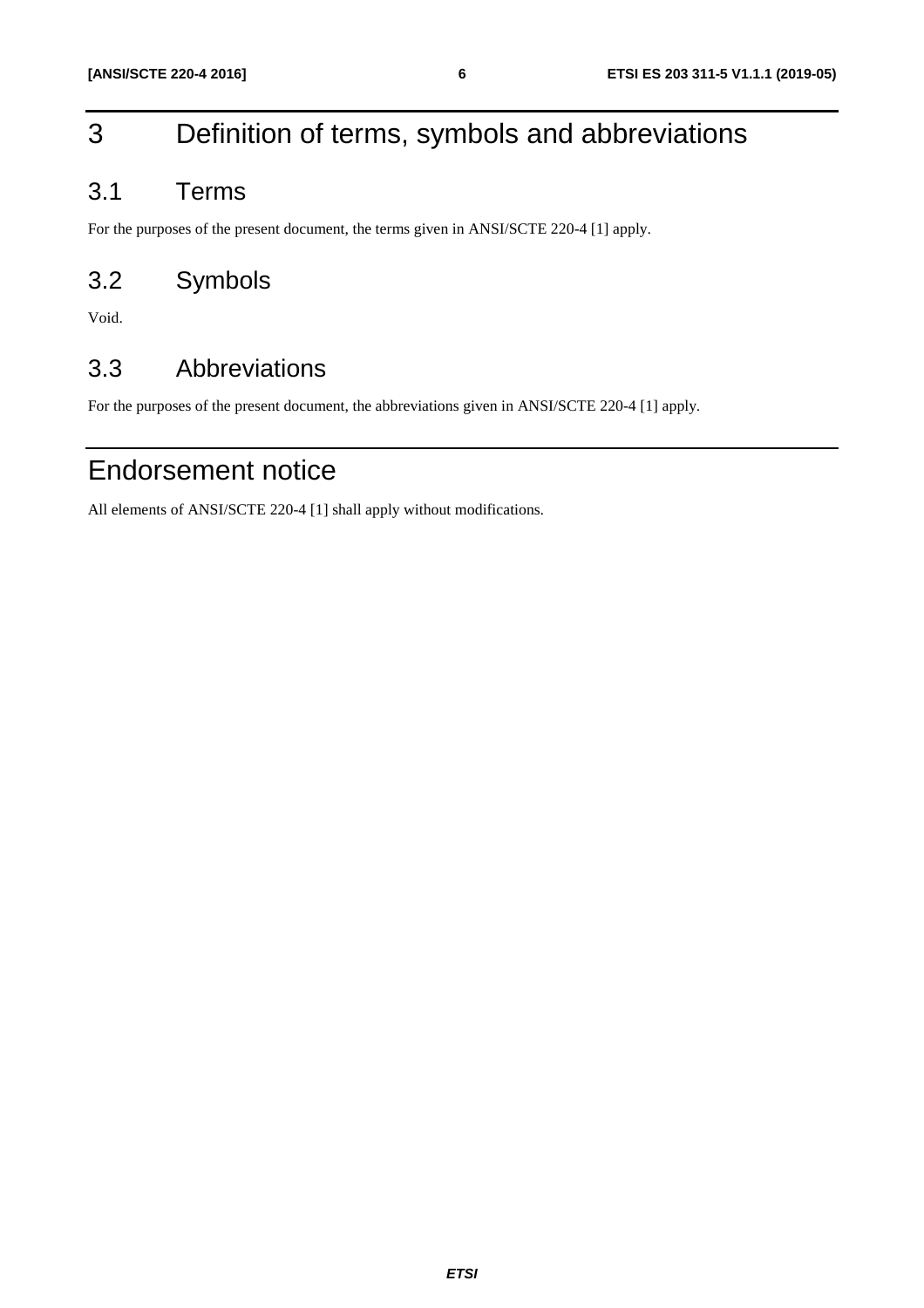# 3 Definition of terms, symbols and abbreviations

## 3.1 Terms

For the purposes of the present document, the terms given in ANSI/SCTE 220-4 [1] apply.

## 3.2 Symbols

Void.

## 3.3 Abbreviations

For the purposes of the present document, the abbreviations given in ANSI/SCTE 220-4 [1] apply.

# Endorsement notice

All elements of ANSI/SCTE 220-4 [1] shall apply without modifications.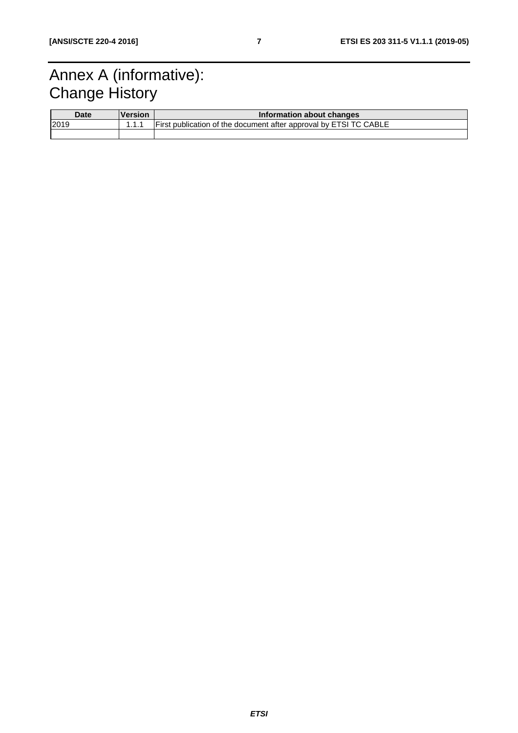# Annex A (informative): Change History

| Date | Version | Information about changes |
|---|---|---|
| 2019 | 1.1.1 | First publication of the document after approval by ETSI TC CABLE |
| | | |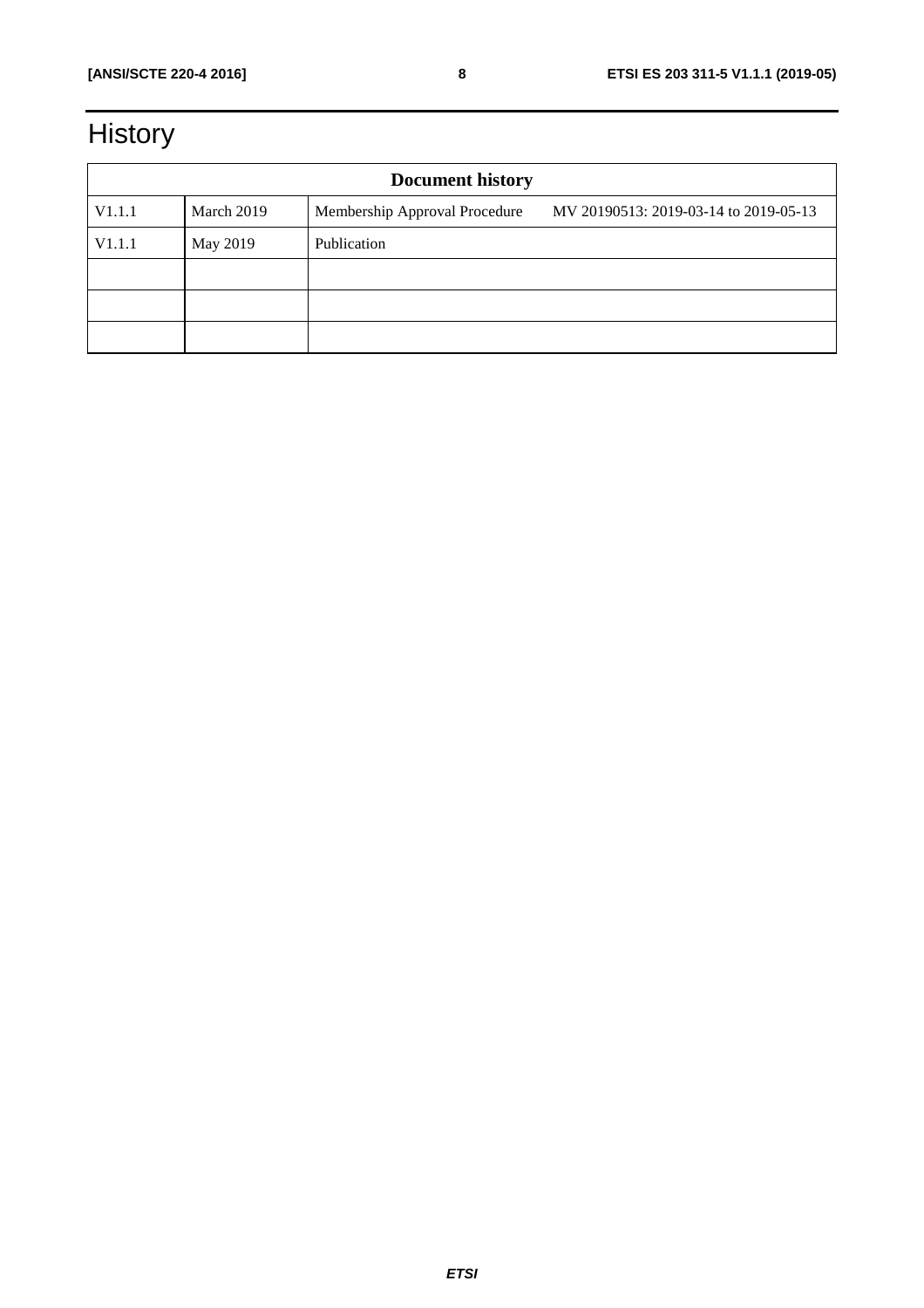# History

| Document history | | | |
|---|---|---|---|
| V1.1.1 | March 2019 | Membership Approval Procedure | MV 20190513: 2019-03-14 to 2019-05-13 |
| V1.1.1 | May 2019 | Publication | |
| | | | |
| | | | |
| | | | |